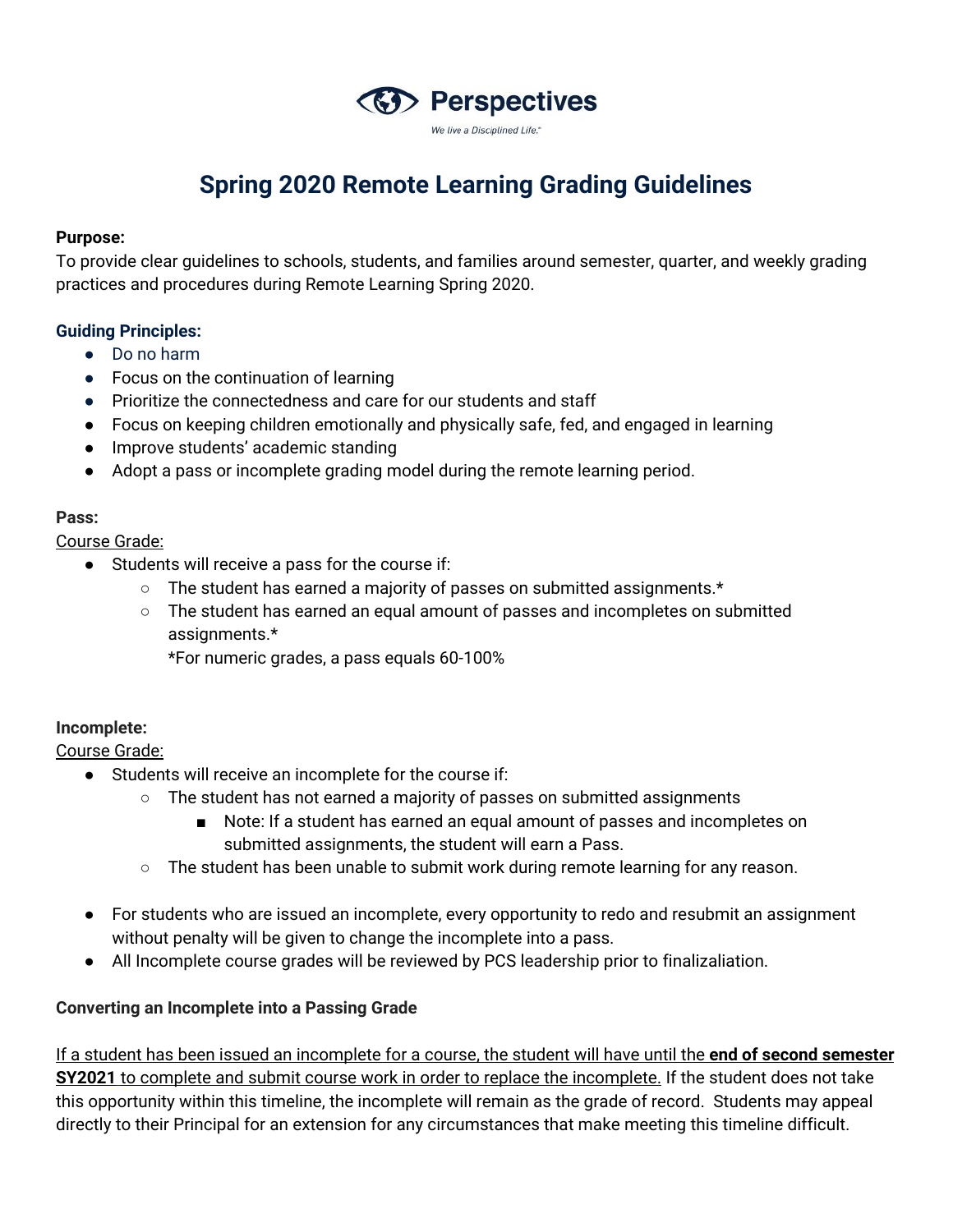Perspectives

*We live a Disciplined Life.*

# Spring 2020 Remote Learning Grading Guidelines

**Purpose:**
To provide clear guidelines to schools, students, and families around semester, quarter, and weekly grading practices and procedures during Remote Learning Spring 2020.

**Guiding Principles:**

- Do no harm
- Focus on the continuation of learning
- Prioritize the connectedness and care for our students and staff
- Focus on keeping children emotionally and physically safe, fed, and engaged in learning
- Improve students' academic standing
- Adopt a pass or incomplete grading model during the remote learning period.

**Pass:**

Course Grade:

- Students will receive a pass for the course if:
  - The student has earned a majority of passes on submitted assignments.*
  - The student has earned an equal amount of passes and incompletes on submitted assignments.*

    *For numeric grades, a pass equals 60-100%

**Incomplete:**

Course Grade:

- Students will receive an incomplete for the course if:
  - The student has not earned a majority of passes on submitted assignments
    - Note: If a student has earned an equal amount of passes and incompletes on submitted assignments, the student will earn a Pass.
  - The student has been unable to submit work during remote learning for any reason.

- For students who are issued an incomplete, every opportunity to redo and resubmit an assignment without penalty will be given to change the incomplete into a pass.
- All Incomplete course grades will be reviewed by PCS leadership prior to finalizaliation.

**Converting an Incomplete into a Passing Grade**

If a student has been issued an incomplete for a course, the student will have until the **end of second semester SY2021** to complete and submit course work in order to replace the incomplete. If the student does not take this opportunity within this timeline, the incomplete will remain as the grade of record. Students may appeal directly to their Principal for an extension for any circumstances that make meeting this timeline difficult.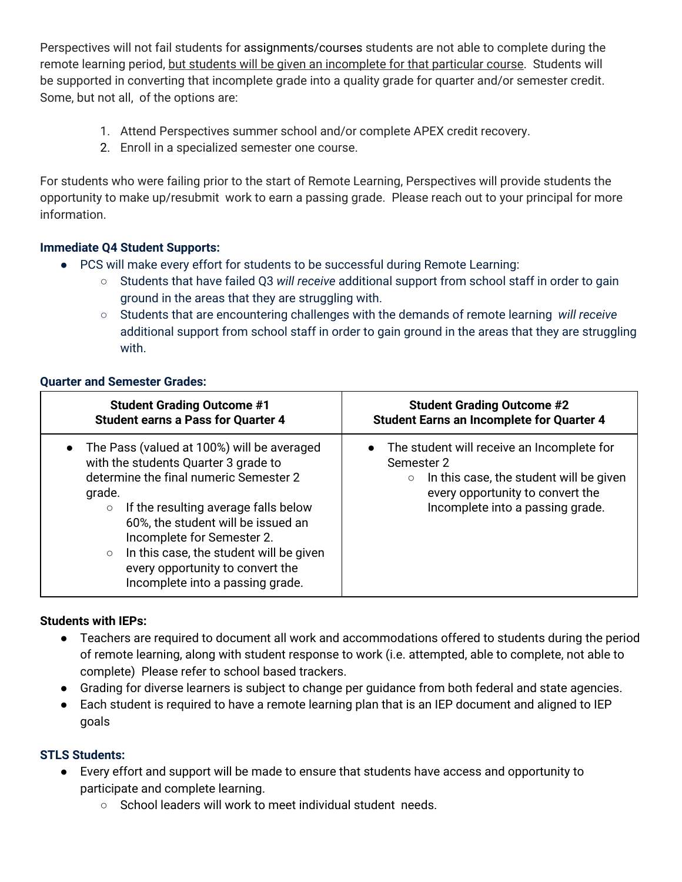Perspectives will not fail students for assignments/courses students are not able to complete during the remote learning period, but students will be given an incomplete for that particular course. Students will be supported in converting that incomplete grade into a quality grade for quarter and/or semester credit. Some, but not all, of the options are:

1. Attend Perspectives summer school and/or complete APEX credit recovery.
2. Enroll in a specialized semester one course.

For students who were failing prior to the start of Remote Learning, Perspectives will provide students the opportunity to make up/resubmit work to earn a passing grade. Please reach out to your principal for more information.

**Immediate Q4 Student Supports:**

- PCS will make every effort for students to be successful during Remote Learning:
  - Students that have failed Q3 *will receive* additional support from school staff in order to gain ground in the areas that they are struggling with.
  - Students that are encountering challenges with the demands of remote learning *will receive* additional support from school staff in order to gain ground in the areas that they are struggling with.

**Quarter and Semester Grades:**

| **Student Grading Outcome #1**<br>**Student earns a Pass for Quarter 4** | **Student Grading Outcome #2**<br>**Student Earns an Incomplete for Quarter 4** |
|---|---|
| • The Pass (valued at 100%) will be averaged with the students Quarter 3 grade to determine the final numeric Semester 2 grade.<br>  ○ If the resulting average falls below 60%, the student will be issued an Incomplete for Semester 2.<br>  ○ In this case, the student will be given every opportunity to convert the Incomplete into a passing grade. | • The student will receive an Incomplete for Semester 2<br>  ○ In this case, the student will be given every opportunity to convert the Incomplete into a passing grade. |

**Students with IEPs:**

- Teachers are required to document all work and accommodations offered to students during the period of remote learning, along with student response to work (i.e. attempted, able to complete, not able to complete) Please refer to school based trackers.
- Grading for diverse learners is subject to change per guidance from both federal and state agencies.
- Each student is required to have a remote learning plan that is an IEP document and aligned to IEP goals

**STLS Students:**

- Every effort and support will be made to ensure that students have access and opportunity to participate and complete learning.
  - School leaders will work to meet individual student needs.